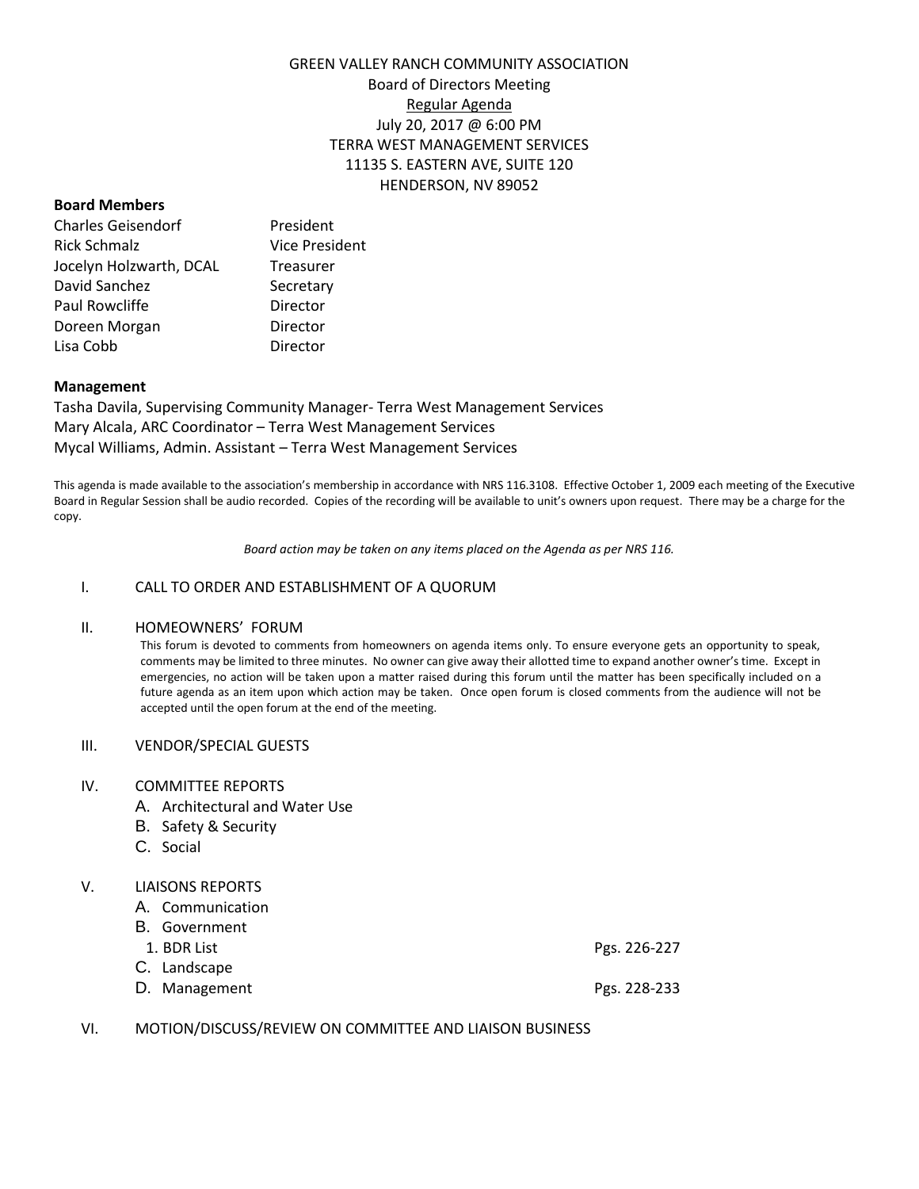# GREEN VALLEY RANCH COMMUNITY ASSOCIATION

Board of Directors Meeting

Regular Agenda

July 20, 2017 @ 6:00 PM

TERRA WEST MANAGEMENT SERVICES

11135 S. EASTERN AVE, SUITE 120

HENDERSON, NV 89052

**Board Members**

| | |
|---|---|
| Charles Geisendorf | President |
| Rick Schmalz | Vice President |
| Jocelyn Holzwarth, DCAL | Treasurer |
| David Sanchez | Secretary |
| Paul Rowcliffe | Director |
| Doreen Morgan | Director |
| Lisa Cobb | Director |

**Management**

Tasha Davila, Supervising Community Manager- Terra West Management Services

Mary Alcala, ARC Coordinator – Terra West Management Services

Mycal Williams, Admin. Assistant – Terra West Management Services

This agenda is made available to the association's membership in accordance with NRS 116.3108. Effective October 1, 2009 each meeting of the Executive Board in Regular Session shall be audio recorded. Copies of the recording will be available to unit's owners upon request. There may be a charge for the copy.

*Board action may be taken on any items placed on the Agenda as per NRS 116.*

I. CALL TO ORDER AND ESTABLISHMENT OF A QUORUM

II. HOMEOWNERS' FORUM

This forum is devoted to comments from homeowners on agenda items only. To ensure everyone gets an opportunity to speak, comments may be limited to three minutes. No owner can give away their allotted time to expand another owner's time. Except in emergencies, no action will be taken upon a matter raised during this forum until the matter has been specifically included on a future agenda as an item upon which action may be taken. Once open forum is closed comments from the audience will not be accepted until the open forum at the end of the meeting.

III. VENDOR/SPECIAL GUESTS

IV. COMMITTEE REPORTS

- A. Architectural and Water Use
- B. Safety & Security
- C. Social

V. LIAISONS REPORTS

- A. Communication
- B. Government
  - 1. BDR List — Pgs. 226-227
- C. Landscape
- D. Management — Pgs. 228-233

VI. MOTION/DISCUSS/REVIEW ON COMMITTEE AND LIAISON BUSINESS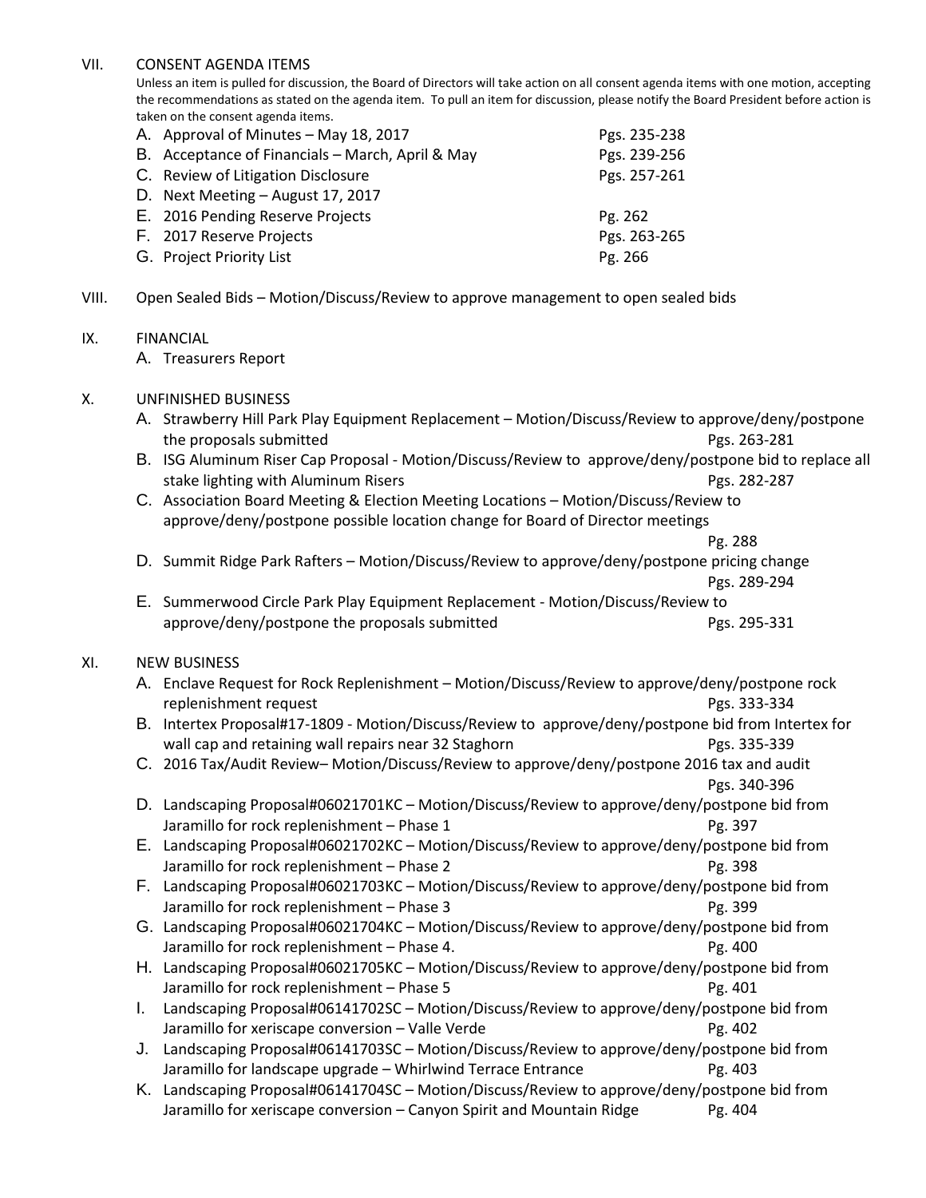VII. CONSENT AGENDA ITEMS

Unless an item is pulled for discussion, the Board of Directors will take action on all consent agenda items with one motion, accepting the recommendations as stated on the agenda item. To pull an item for discussion, please notify the Board President before action is taken on the consent agenda items.

A. Approval of Minutes – May 18, 2017 Pgs. 235-238
B. Acceptance of Financials – March, April & May Pgs. 239-256
C. Review of Litigation Disclosure Pgs. 257-261
D. Next Meeting – August 17, 2017
E. 2016 Pending Reserve Projects Pg. 262
F. 2017 Reserve Projects Pgs. 263-265
G. Project Priority List Pg. 266

VIII. Open Sealed Bids – Motion/Discuss/Review to approve management to open sealed bids

IX. FINANCIAL

A. Treasurers Report

X. UNFINISHED BUSINESS

A. Strawberry Hill Park Play Equipment Replacement – Motion/Discuss/Review to approve/deny/postpone the proposals submitted Pgs. 263-281
B. ISG Aluminum Riser Cap Proposal - Motion/Discuss/Review to approve/deny/postpone bid to replace all stake lighting with Aluminum Risers Pgs. 282-287
C. Association Board Meeting & Election Meeting Locations – Motion/Discuss/Review to approve/deny/postpone possible location change for Board of Director meetings Pg. 288
D. Summit Ridge Park Rafters – Motion/Discuss/Review to approve/deny/postpone pricing change Pgs. 289-294
E. Summerwood Circle Park Play Equipment Replacement - Motion/Discuss/Review to approve/deny/postpone the proposals submitted Pgs. 295-331

XI. NEW BUSINESS

A. Enclave Request for Rock Replenishment – Motion/Discuss/Review to approve/deny/postpone rock replenishment request Pgs. 333-334
B. Intertex Proposal#17-1809 - Motion/Discuss/Review to approve/deny/postpone bid from Intertex for wall cap and retaining wall repairs near 32 Staghorn Pgs. 335-339
C. 2016 Tax/Audit Review– Motion/Discuss/Review to approve/deny/postpone 2016 tax and audit Pgs. 340-396
D. Landscaping Proposal#06021701KC – Motion/Discuss/Review to approve/deny/postpone bid from Jaramillo for rock replenishment – Phase 1 Pg. 397
E. Landscaping Proposal#06021702KC – Motion/Discuss/Review to approve/deny/postpone bid from Jaramillo for rock replenishment – Phase 2 Pg. 398
F. Landscaping Proposal#06021703KC – Motion/Discuss/Review to approve/deny/postpone bid from Jaramillo for rock replenishment – Phase 3 Pg. 399
G. Landscaping Proposal#06021704KC – Motion/Discuss/Review to approve/deny/postpone bid from Jaramillo for rock replenishment – Phase 4. Pg. 400
H. Landscaping Proposal#06021705KC – Motion/Discuss/Review to approve/deny/postpone bid from Jaramillo for rock replenishment – Phase 5 Pg. 401
I. Landscaping Proposal#06141702SC – Motion/Discuss/Review to approve/deny/postpone bid from Jaramillo for xeriscape conversion – Valle Verde Pg. 402
J. Landscaping Proposal#06141703SC – Motion/Discuss/Review to approve/deny/postpone bid from Jaramillo for landscape upgrade – Whirlwind Terrace Entrance Pg. 403
K. Landscaping Proposal#06141704SC – Motion/Discuss/Review to approve/deny/postpone bid from Jaramillo for xeriscape conversion – Canyon Spirit and Mountain Ridge Pg. 404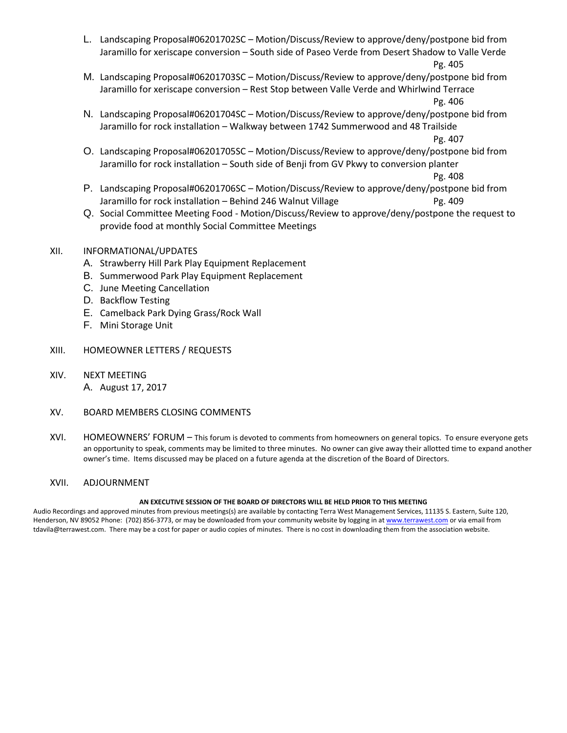L. Landscaping Proposal#06201702SC – Motion/Discuss/Review to approve/deny/postpone bid from Jaramillo for xeriscape conversion – South side of Paseo Verde from Desert Shadow to Valle Verde Pg. 405

M. Landscaping Proposal#06201703SC – Motion/Discuss/Review to approve/deny/postpone bid from Jaramillo for xeriscape conversion – Rest Stop between Valle Verde and Whirlwind Terrace Pg. 406

N. Landscaping Proposal#06201704SC – Motion/Discuss/Review to approve/deny/postpone bid from Jaramillo for rock installation – Walkway between 1742 Summerwood and 48 Trailside Pg. 407

O. Landscaping Proposal#06201705SC – Motion/Discuss/Review to approve/deny/postpone bid from Jaramillo for rock installation – South side of Benji from GV Pkwy to conversion planter Pg. 408

P. Landscaping Proposal#06201706SC – Motion/Discuss/Review to approve/deny/postpone bid from Jaramillo for rock installation – Behind 246 Walnut Village Pg. 409

Q. Social Committee Meeting Food - Motion/Discuss/Review to approve/deny/postpone the request to provide food at monthly Social Committee Meetings

XII. INFORMATIONAL/UPDATES

A. Strawberry Hill Park Play Equipment Replacement
B. Summerwood Park Play Equipment Replacement
C. June Meeting Cancellation
D. Backflow Testing
E. Camelback Park Dying Grass/Rock Wall
F. Mini Storage Unit

XIII. HOMEOWNER LETTERS / REQUESTS

XIV. NEXT MEETING

A. August 17, 2017

XV. BOARD MEMBERS CLOSING COMMENTS

XVI. HOMEOWNERS' FORUM – This forum is devoted to comments from homeowners on general topics. To ensure everyone gets an opportunity to speak, comments may be limited to three minutes. No owner can give away their allotted time to expand another owner's time. Items discussed may be placed on a future agenda at the discretion of the Board of Directors.

XVII. ADJOURNMENT

**AN EXECUTIVE SESSION OF THE BOARD OF DIRECTORS WILL BE HELD PRIOR TO THIS MEETING**

Audio Recordings and approved minutes from previous meetings(s) are available by contacting Terra West Management Services, 11135 S. Eastern, Suite 120, Henderson, NV 89052 Phone: (702) 856-3773, or may be downloaded from your community website by logging in at www.terrawest.com or via email from tdavila@terrawest.com. There may be a cost for paper or audio copies of minutes. There is no cost in downloading them from the association website.